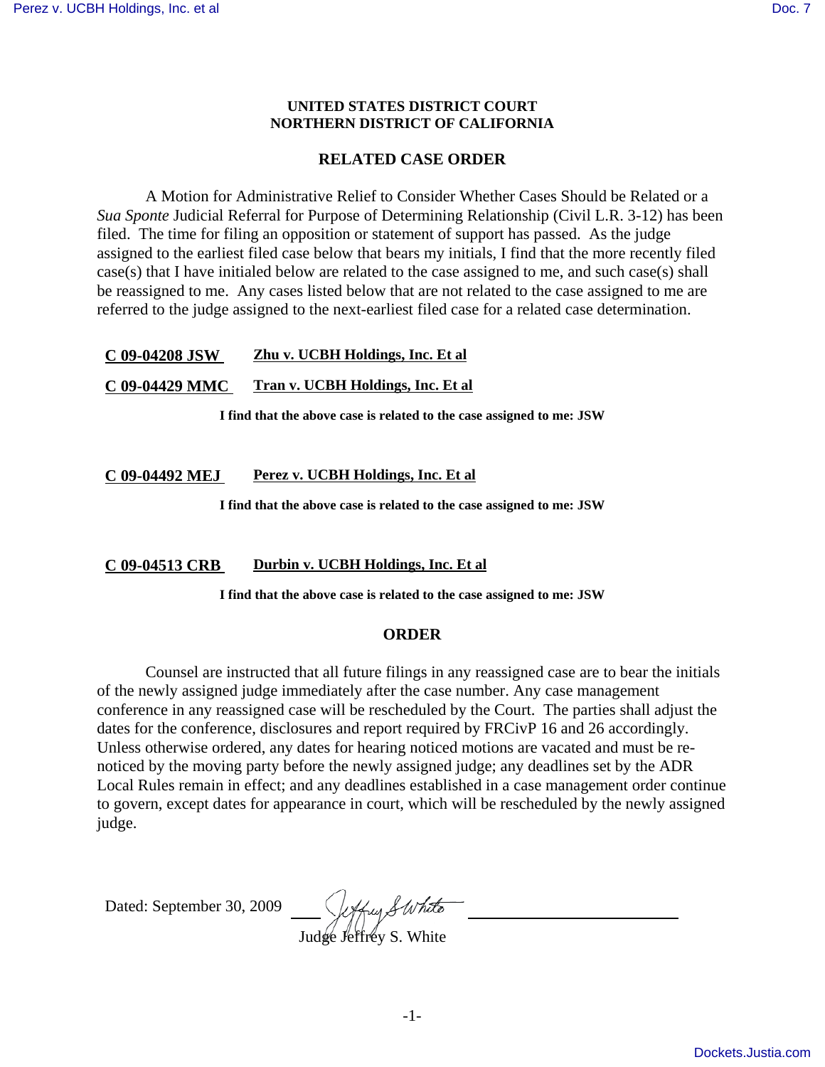**UNITED STATES DISTRICT COURT**
**NORTHERN DISTRICT OF CALIFORNIA**

**RELATED CASE ORDER**

A Motion for Administrative Relief to Consider Whether Cases Should be Related or a *Sua Sponte* Judicial Referral for Purpose of Determining Relationship (Civil L.R. 3-12) has been filed. The time for filing an opposition or statement of support has passed. As the judge assigned to the earliest filed case below that bears my initials, I find that the more recently filed case(s) that I have initialed below are related to the case assigned to me, and such case(s) shall be reassigned to me. Any cases listed below that are not related to the case assigned to me are referred to the judge assigned to the next-earliest filed case for a related case determination.

**C 09-04208 JSW** **Zhu v. UCBH Holdings, Inc. Et al**

**C 09-04429 MMC** **Tran v. UCBH Holdings, Inc. Et al**

**I find that the above case is related to the case assigned to me: JSW**

**C 09-04492 MEJ** **Perez v. UCBH Holdings, Inc. Et al**

**I find that the above case is related to the case assigned to me: JSW**

**C 09-04513 CRB** **Durbin v. UCBH Holdings, Inc. Et al**

**I find that the above case is related to the case assigned to me: JSW**

**ORDER**

Counsel are instructed that all future filings in any reassigned case are to bear the initials of the newly assigned judge immediately after the case number. Any case management conference in any reassigned case will be rescheduled by the Court. The parties shall adjust the dates for the conference, disclosures and report required by FRCivP 16 and 26 accordingly. Unless otherwise ordered, any dates for hearing noticed motions are vacated and must be re-noticed by the moving party before the newly assigned judge; any deadlines set by the ADR Local Rules remain in effect; and any deadlines established in a case management order continue to govern, except dates for appearance in court, which will be rescheduled by the newly assigned judge.

Dated: September 30, 2009

Judge Jeffrey S. White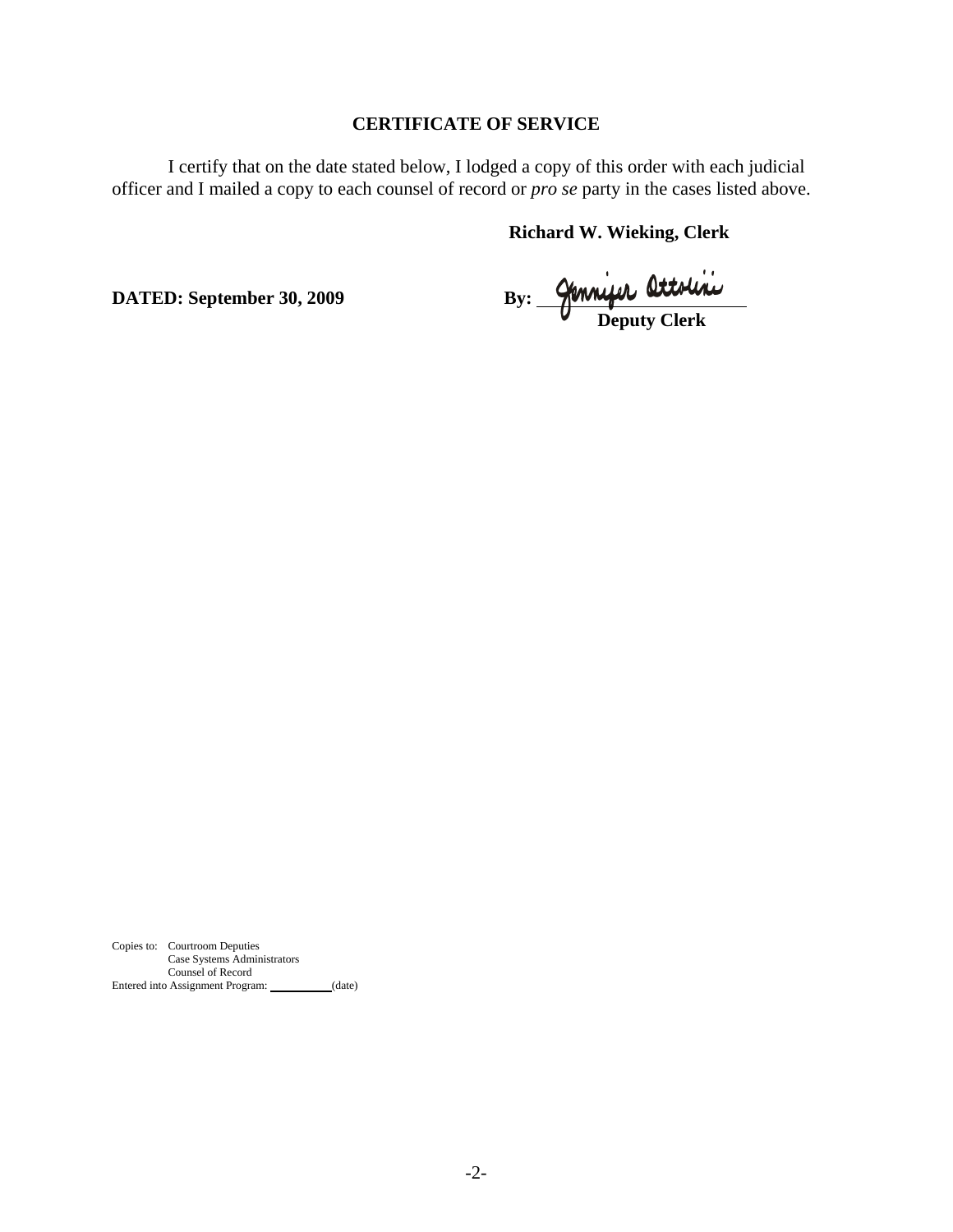## CERTIFICATE OF SERVICE

I certify that on the date stated below, I lodged a copy of this order with each judicial officer and I mailed a copy to each counsel of record or *pro se* party in the cases listed above.

**Richard W. Wieking, Clerk**

**DATED: September 30, 2009**

**By:** Jennifer Ottolini
**Deputy Clerk**

Copies to: Courtroom Deputies
Case Systems Administrators
Counsel of Record
Entered into Assignment Program: __________ (date)